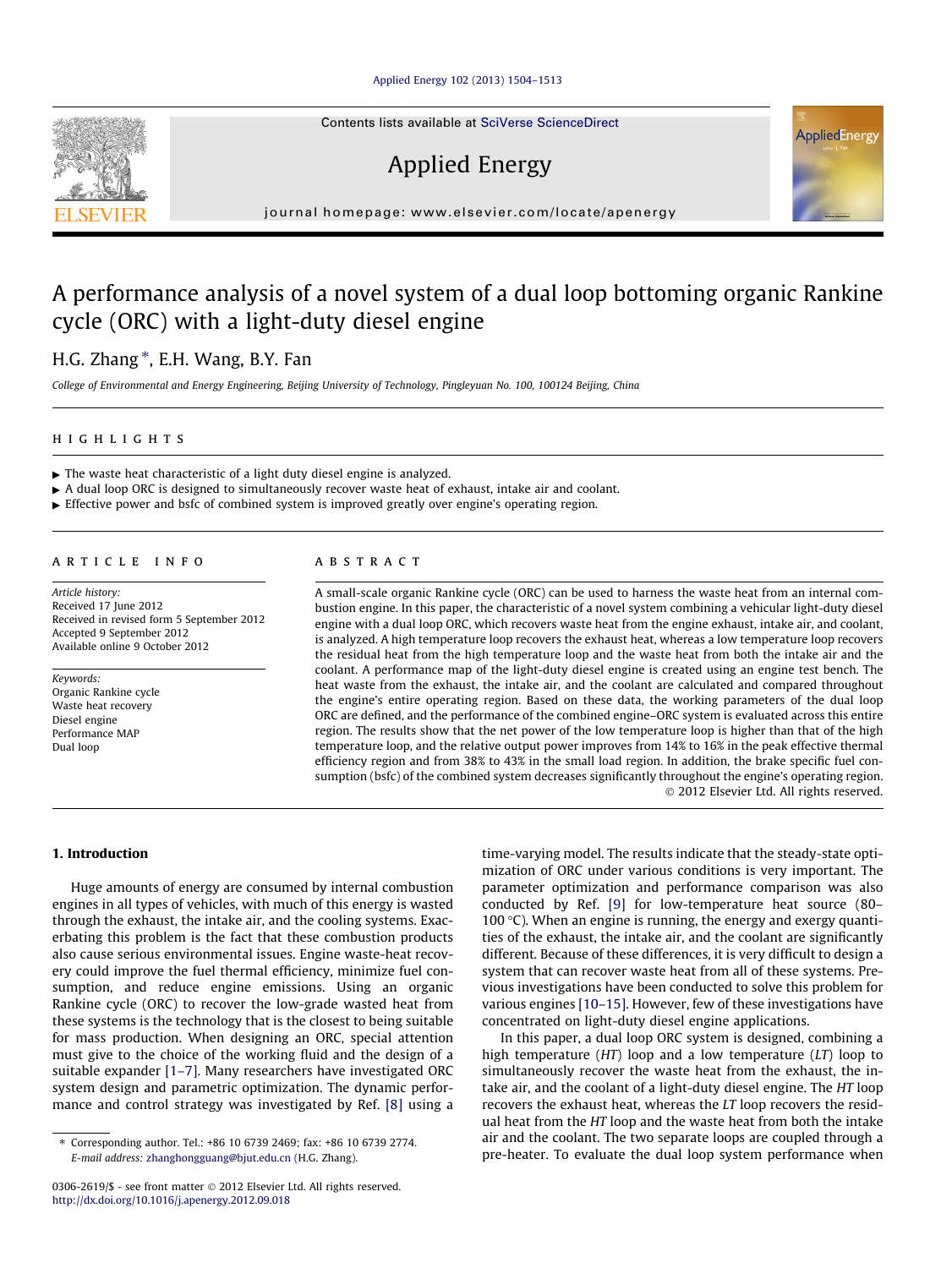# A performance analysis of a novel system of a dual loop bottoming organic Rankine cycle (ORC) with a light-duty diesel engine

H.G. Zhang *, E.H. Wang, B.Y. Fan

*College of Environmental and Energy Engineering, Beijing University of Technology, Pingleyuan No. 100, 100124 Beijing, China*

## HIGHLIGHTS

- The waste heat characteristic of a light duty diesel engine is analyzed.
- A dual loop ORC is designed to simultaneously recover waste heat of exhaust, intake air and coolant.
- Effective power and bsfc of combined system is improved greatly over engine's operating region.

## ARTICLE INFO

*Article history:*
Received 17 June 2012
Received in revised form 5 September 2012
Accepted 9 September 2012
Available online 9 October 2012

*Keywords:*
Organic Rankine cycle
Waste heat recovery
Diesel engine
Performance MAP
Dual loop

## ABSTRACT

A small-scale organic Rankine cycle (ORC) can be used to harness the waste heat from an internal combustion engine. In this paper, the characteristic of a novel system combining a vehicular light-duty diesel engine with a dual loop ORC, which recovers waste heat from the engine exhaust, intake air, and coolant, is analyzed. A high temperature loop recovers the exhaust heat, whereas a low temperature loop recovers the residual heat from the high temperature loop and the waste heat from both the intake air and the coolant. A performance map of the light-duty diesel engine is created using an engine test bench. The heat waste from the exhaust, the intake air, and the coolant are calculated and compared throughout the engine's entire operating region. Based on these data, the working parameters of the dual loop ORC are defined, and the performance of the combined engine–ORC system is evaluated across this entire region. The results show that the net power of the low temperature loop is higher than that of the high temperature loop, and the relative output power improves from 14% to 16% in the peak effective thermal efficiency region and from 38% to 43% in the small load region. In addition, the brake specific fuel consumption (bsfc) of the combined system decreases significantly throughout the engine's operating region.

© 2012 Elsevier Ltd. All rights reserved.

## 1. Introduction

Huge amounts of energy are consumed by internal combustion engines in all types of vehicles, with much of this energy is wasted through the exhaust, the intake air, and the cooling systems. Exacerbating this problem is the fact that these combustion products also cause serious environmental issues. Engine waste-heat recovery could improve the fuel thermal efficiency, minimize fuel consumption, and reduce engine emissions. Using an organic Rankine cycle (ORC) to recover the low-grade wasted heat from these systems is the technology that is the closest to being suitable for mass production. When designing an ORC, special attention must give to the choice of the working fluid and the design of a suitable expander [1–7]. Many researchers have investigated ORC system design and parametric optimization. The dynamic performance and control strategy was investigated by Ref. [8] using a time-varying model. The results indicate that the steady-state optimization of ORC under various conditions is very important. The parameter optimization and performance comparison was also conducted by Ref. [9] for low-temperature heat source (80–100 °C). When an engine is running, the energy and exergy quantities of the exhaust, the intake air, and the coolant are significantly different. Because of these differences, it is very difficult to design a system that can recover waste heat from all of these systems. Previous investigations have been conducted to solve this problem for various engines [10–15]. However, few of these investigations have concentrated on light-duty diesel engine applications.

In this paper, a dual loop ORC system is designed, combining a high temperature (*HT*) loop and a low temperature (*LT*) loop to simultaneously recover the waste heat from the exhaust, the intake air, and the coolant of a light-duty diesel engine. The *HT* loop recovers the exhaust heat, whereas the *LT* loop recovers the residual heat from the *HT* loop and the waste heat from both the intake air and the coolant. The two separate loops are coupled through a pre-heater. To evaluate the dual loop system performance when

* Corresponding author. Tel.: +86 10 6739 2469; fax: +86 10 6739 2774.
*E-mail address:* zhanghongguang@bjut.edu.cn (H.G. Zhang).

0306-2619/$ - see front matter © 2012 Elsevier Ltd. All rights reserved.
http://dx.doi.org/10.1016/j.apenergy.2012.09.018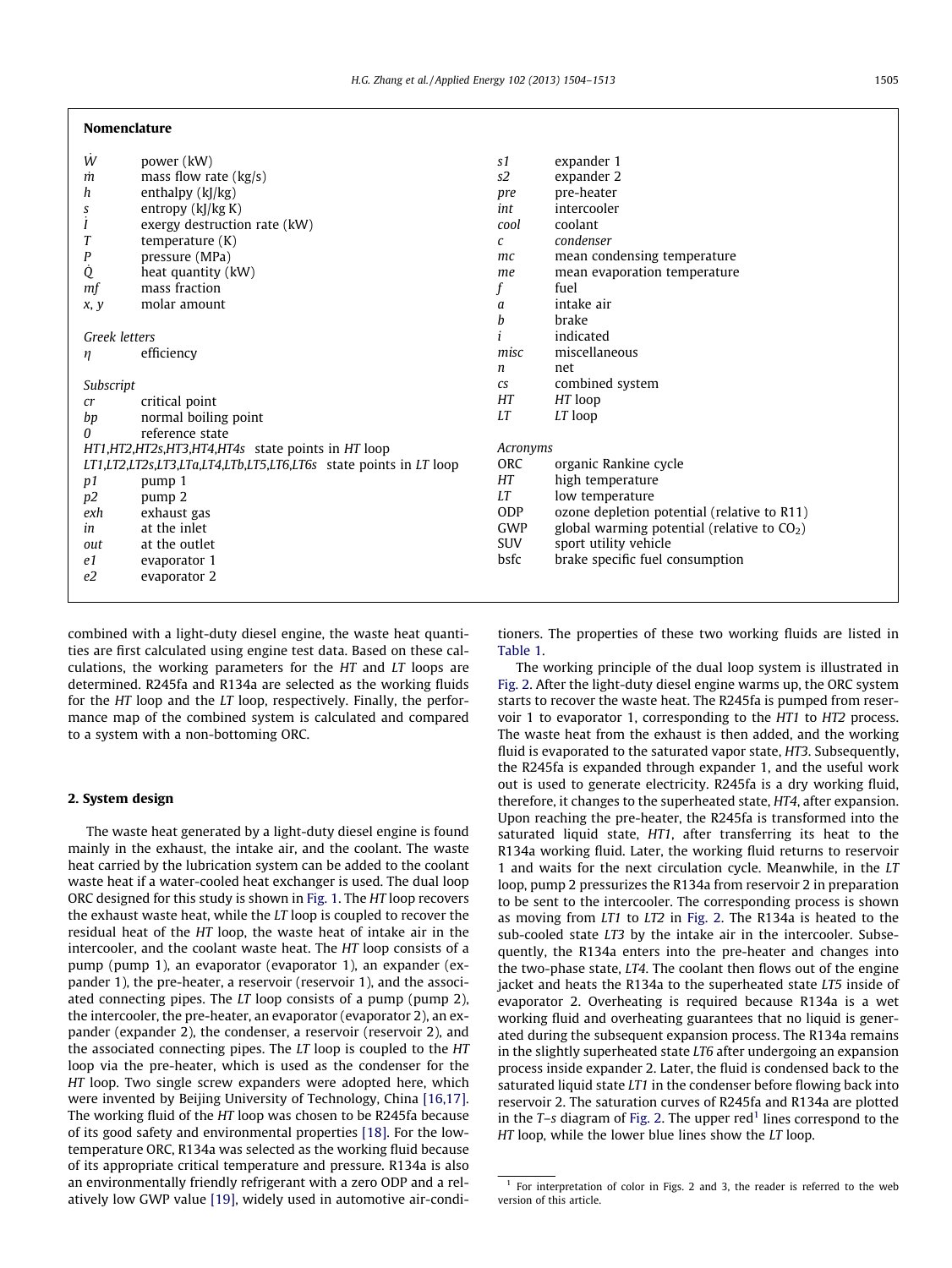## Nomenclature

| | |
|---|---|
| $\dot{W}$ | power (kW) |
| $\dot{m}$ | mass flow rate (kg/s) |
| $h$ | enthalpy (kJ/kg) |
| $s$ | entropy (kJ/kg K) |
| $\dot{I}$ | exergy destruction rate (kW) |
| $T$ | temperature (K) |
| $P$ | pressure (MPa) |
| $\dot{Q}$ | heat quantity (kW) |
| $mf$ | mass fraction |
| $x, y$ | molar amount |

*Greek letters*

| | |
|---|---|
| $\eta$ | efficiency |

*Subscript*

| | |
|---|---|
| *cr* | critical point |
| *bp* | normal boiling point |
| *0* | reference state |
| *HT1,HT2,HT2s,HT3,HT4,HT4s* | state points in *HT* loop |
| *LT1,LT2,LT2s,LT3,LTa,LT4,LTb,LT5,LT6,LT6s* | state points in *LT* loop |
| *p1* | pump 1 |
| *p2* | pump 2 |
| *exh* | exhaust gas |
| *in* | at the inlet |
| *out* | at the outlet |
| *e1* | evaporator 1 |
| *e2* | evaporator 2 |
| *s1* | expander 1 |
| *s2* | expander 2 |
| *pre* | pre-heater |
| *int* | intercooler |
| *cool* | coolant |
| *c* | condenser |
| *mc* | mean condensing temperature |
| *me* | mean evaporation temperature |
| *f* | fuel |
| *a* | intake air |
| *b* | brake |
| *i* | indicated |
| *misc* | miscellaneous |
| *n* | net |
| *cs* | combined system |
| *HT* | *HT* loop |
| *LT* | *LT* loop |

*Acronyms*

| | |
|---|---|
| ORC | organic Rankine cycle |
| *HT* | high temperature |
| *LT* | low temperature |
| ODP | ozone depletion potential (relative to R11) |
| GWP | global warming potential (relative to $CO_2$) |
| SUV | sport utility vehicle |
| bsfc | brake specific fuel consumption |

combined with a light-duty diesel engine, the waste heat quantities are first calculated using engine test data. Based on these calculations, the working parameters for the *HT* and *LT* loops are determined. R245fa and R134a are selected as the working fluids for the *HT* loop and the *LT* loop, respectively. Finally, the performance map of the combined system is calculated and compared to a system with a non-bottoming ORC.

## 2. System design

The waste heat generated by a light-duty diesel engine is found mainly in the exhaust, the intake air, and the coolant. The waste heat carried by the lubrication system can be added to the coolant waste heat if a water-cooled heat exchanger is used. The dual loop ORC designed for this study is shown in Fig. 1. The *HT* loop recovers the exhaust waste heat, while the *LT* loop is coupled to recover the residual heat of the *HT* loop, the waste heat of intake air in the intercooler, and the coolant waste heat. The *HT* loop consists of a pump (pump 1), an evaporator (evaporator 1), an expander (expander 1), the pre-heater, a reservoir (reservoir 1), and the associated connecting pipes. The *LT* loop consists of a pump (pump 2), the intercooler, the pre-heater, an evaporator (evaporator 2), an expander (expander 2), the condenser, a reservoir (reservoir 2), and the associated connecting pipes. The *LT* loop is coupled to the *HT* loop via the pre-heater, which is used as the condenser for the *HT* loop. Two single screw expanders were adopted here, which were invented by Beijing University of Technology, China [16,17]. The working fluid of the *HT* loop was chosen to be R245fa because of its good safety and environmental properties [18]. For the low-temperature ORC, R134a was selected as the working fluid because of its appropriate critical temperature and pressure. R134a is also an environmentally friendly refrigerant with a zero ODP and a relatively low GWP value [19], widely used in automotive air-conditioners. The properties of these two working fluids are listed in Table 1.

The working principle of the dual loop system is illustrated in Fig. 2. After the light-duty diesel engine warms up, the ORC system starts to recover the waste heat. The R245fa is pumped from reservoir 1 to evaporator 1, corresponding to the *HT1* to *HT2* process. The waste heat from the exhaust is then added, and the working fluid is evaporated to the saturated vapor state, *HT3*. Subsequently, the R245fa is expanded through expander 1, and the useful work out is used to generate electricity. R245fa is a dry working fluid, therefore, it changes to the superheated state, *HT4*, after expansion. Upon reaching the pre-heater, the R245fa is transformed into the saturated liquid state, *HT1*, after transferring its heat to the R134a working fluid. Later, the working fluid returns to reservoir 1 and waits for the next circulation cycle. Meanwhile, in the *LT* loop, pump 2 pressurizes the R134a from reservoir 2 in preparation to be sent to the intercooler. The corresponding process is shown as moving from *LT1* to *LT2* in Fig. 2. The R134a is heated to the sub-cooled state *LT3* by the intake air in the intercooler. Subsequently, the R134a enters into the pre-heater and changes into the two-phase state, *LT4*. The coolant then flows out of the engine jacket and heats the R134a to the superheated state *LT5* inside of evaporator 2. Overheating is required because R134a is a wet working fluid and overheating guarantees that no liquid is generated during the subsequent expansion process. The R134a remains in the slightly superheated state *LT6* after undergoing an expansion process inside expander 2. Later, the fluid is condensed back to the saturated liquid state *LT1* in the condenser before flowing back into reservoir 2. The saturation curves of R245fa and R134a are plotted in the *T–s* diagram of Fig. 2. The upper red[1] lines correspond to the *HT* loop, while the lower blue lines show the *LT* loop.

[1] For interpretation of color in Figs. 2 and 3, the reader is referred to the web version of this article.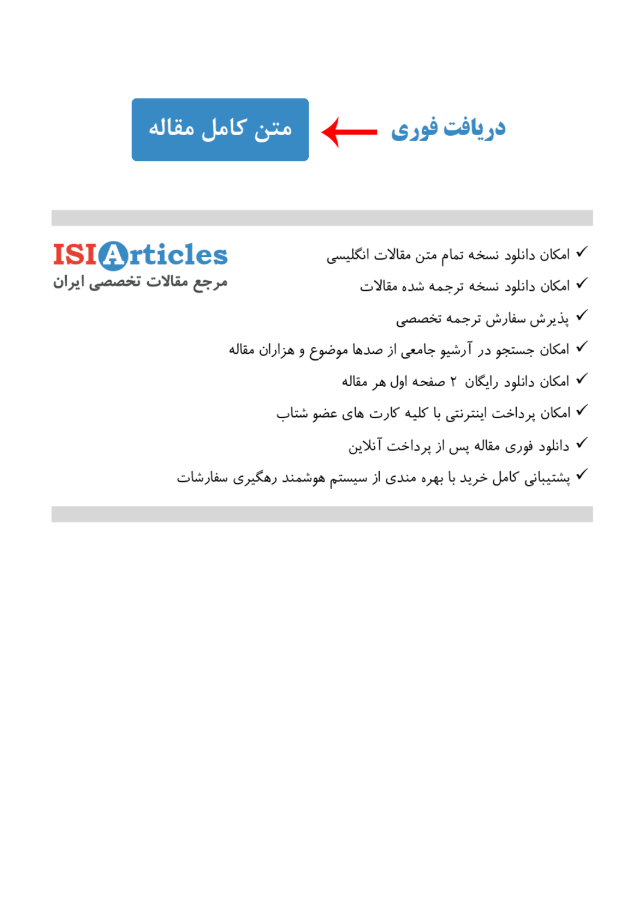دریافت فوری ← **متن کامل مقاله**

**ISIArticles**
مرجع مقالات تخصصی ایران

- ✓ امکان دانلود نسخه تمام متن مقالات انگلیسی
- ✓ امکان دانلود نسخه ترجمه شده مقالات
- ✓ پذیرش سفارش ترجمه تخصصی
- ✓ امکان جستجو در آرشیو جامعی از صدها موضوع و هزاران مقاله
- ✓ امکان دانلود رایگان ۲ صفحه اول هر مقاله
- ✓ امکان پرداخت اینترنتی با کلیه کارت های عضو شتاب
- ✓ دانلود فوری مقاله پس از پرداخت آنلاین
- ✓ پشتیبانی کامل خرید با بهره مندی از سیستم هوشمند رهگیری سفارشات